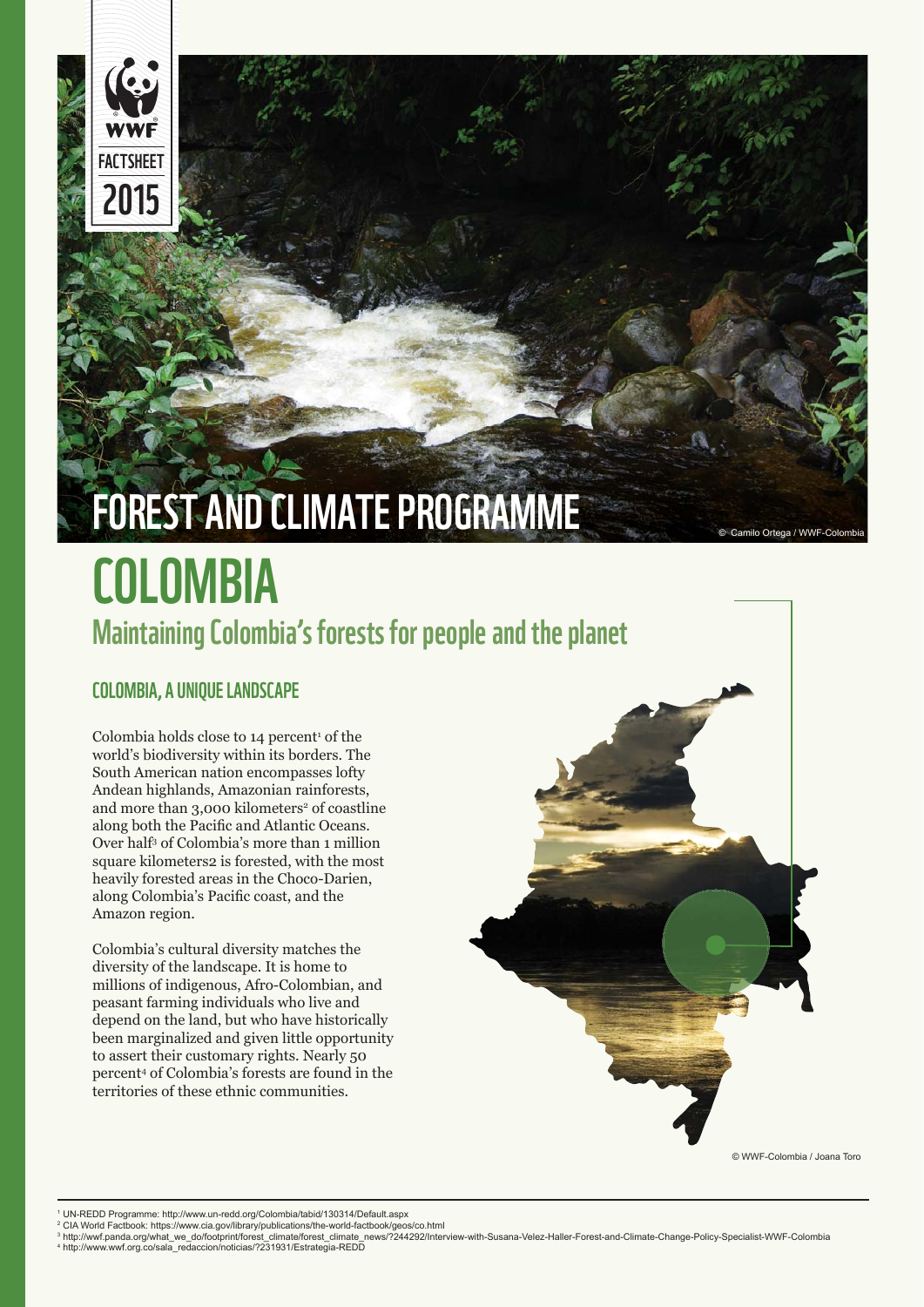WWF

FACTSHEET

2015

# FOREST AND CLIMATE PROGRAMME

© Camilo Ortega / WWF-Colombia

# COLOMBIA

## Maintaining Colombia's forests for people and the planet

### COLOMBIA, A UNIQUE LANDSCAPE

Colombia holds close to 14 percent[1] of the world's biodiversity within its borders. The South American nation encompasses lofty Andean highlands, Amazonian rainforests, and more than 3,000 kilometers[2] of coastline along both the Pacific and Atlantic Oceans. Over half[3] of Colombia's more than 1 million square kilometers2 is forested, with the most heavily forested areas in the Choco-Darien, along Colombia's Pacific coast, and the Amazon region.

Colombia's cultural diversity matches the diversity of the landscape. It is home to millions of indigenous, Afro-Colombian, and peasant farming individuals who live and depend on the land, but who have historically been marginalized and given little opportunity to assert their customary rights. Nearly 50 percent[4] of Colombia's forests are found in the territories of these ethnic communities.

© WWF-Colombia / Joana Toro

[1] UN-REDD Programme: http://www.un-redd.org/Colombia/tabid/130314/Default.aspx
[2] CIA World Factbook: https://www.cia.gov/library/publications/the-world-factbook/geos/co.html
[3] http://wwf.panda.org/what_we_do/footprint/forest_climate/forest_climate_news/?244292/Interview-with-Susana-Velez-Haller-Forest-and-Climate-Change-Policy-Specialist-WWF-Colombia
[4] http://www.wwf.org.co/sala_redaccion/noticias/?231931/Estrategia-REDD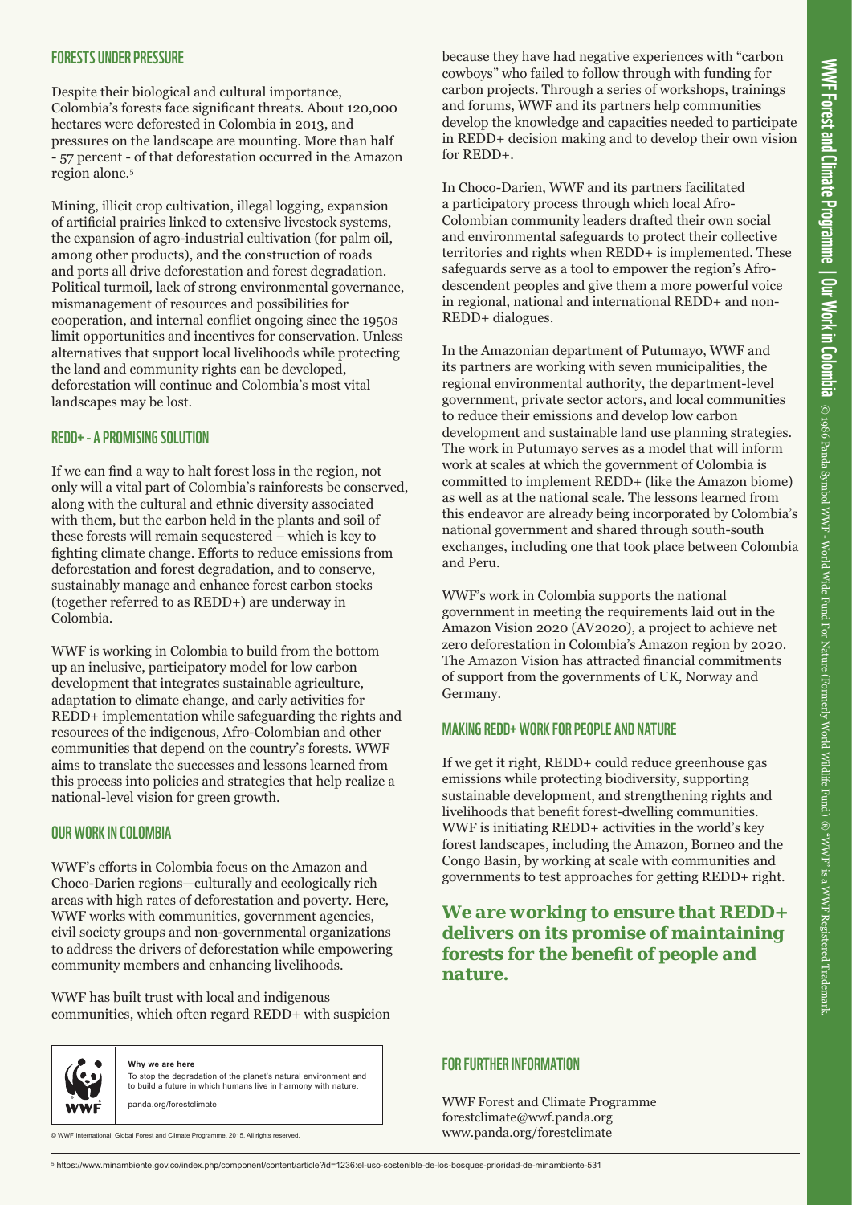## FORESTS UNDER PRESSURE

Despite their biological and cultural importance, Colombia's forests face significant threats. About 120,000 hectares were deforested in Colombia in 2013, and pressures on the landscape are mounting. More than half - 57 percent - of that deforestation occurred in the Amazon region alone.[5]

Mining, illicit crop cultivation, illegal logging, expansion of artificial prairies linked to extensive livestock systems, the expansion of agro-industrial cultivation (for palm oil, among other products), and the construction of roads and ports all drive deforestation and forest degradation. Political turmoil, lack of strong environmental governance, mismanagement of resources and possibilities for cooperation, and internal conflict ongoing since the 1950s limit opportunities and incentives for conservation. Unless alternatives that support local livelihoods while protecting the land and community rights can be developed, deforestation will continue and Colombia's most vital landscapes may be lost.

## REDD+ - A PROMISING SOLUTION

If we can find a way to halt forest loss in the region, not only will a vital part of Colombia's rainforests be conserved, along with the cultural and ethnic diversity associated with them, but the carbon held in the plants and soil of these forests will remain sequestered – which is key to fighting climate change. Efforts to reduce emissions from deforestation and forest degradation, and to conserve, sustainably manage and enhance forest carbon stocks (together referred to as REDD+) are underway in Colombia.

WWF is working in Colombia to build from the bottom up an inclusive, participatory model for low carbon development that integrates sustainable agriculture, adaptation to climate change, and early activities for REDD+ implementation while safeguarding the rights and resources of the indigenous, Afro-Colombian and other communities that depend on the country's forests. WWF aims to translate the successes and lessons learned from this process into policies and strategies that help realize a national-level vision for green growth.

## OUR WORK IN COLOMBIA

WWF's efforts in Colombia focus on the Amazon and Choco-Darien regions—culturally and ecologically rich areas with high rates of deforestation and poverty. Here, WWF works with communities, government agencies, civil society groups and non-governmental organizations to address the drivers of deforestation while empowering community members and enhancing livelihoods.

WWF has built trust with local and indigenous communities, which often regard REDD+ with suspicion because they have had negative experiences with "carbon cowboys" who failed to follow through with funding for carbon projects. Through a series of workshops, trainings and forums, WWF and its partners help communities develop the knowledge and capacities needed to participate in REDD+ decision making and to develop their own vision for REDD+.

In Choco-Darien, WWF and its partners facilitated a participatory process through which local Afro-Colombian community leaders drafted their own social and environmental safeguards to protect their collective territories and rights when REDD+ is implemented. These safeguards serve as a tool to empower the region's Afro-descendent peoples and give them a more powerful voice in regional, national and international REDD+ and non-REDD+ dialogues.

In the Amazonian department of Putumayo, WWF and its partners are working with seven municipalities, the regional environmental authority, the department-level government, private sector actors, and local communities to reduce their emissions and develop low carbon development and sustainable land use planning strategies. The work in Putumayo serves as a model that will inform work at scales at which the government of Colombia is committed to implement REDD+ (like the Amazon biome) as well as at the national scale. The lessons learned from this endeavor are already being incorporated by Colombia's national government and shared through south-south exchanges, including one that took place between Colombia and Peru.

WWF's work in Colombia supports the national government in meeting the requirements laid out in the Amazon Vision 2020 (AV2020), a project to achieve net zero deforestation in Colombia's Amazon region by 2020. The Amazon Vision has attracted financial commitments of support from the governments of UK, Norway and Germany.

## MAKING REDD+ WORK FOR PEOPLE AND NATURE

If we get it right, REDD+ could reduce greenhouse gas emissions while protecting biodiversity, supporting sustainable development, and strengthening rights and livelihoods that benefit forest-dwelling communities. WWF is initiating REDD+ activities in the world's key forest landscapes, including the Amazon, Borneo and the Congo Basin, by working at scale with communities and governments to test approaches for getting REDD+ right.

***We are working to ensure that REDD+ delivers on its promise of maintaining forests for the benefit of people and nature.***

**Why we are here**

To stop the degradation of the planet's natural environment and to build a future in which humans live in harmony with nature.

panda.org/forestclimate

© WWF International, Global Forest and Climate Programme, 2015. All rights reserved.

## FOR FURTHER INFORMATION

WWF Forest and Climate Programme
forestclimate@wwf.panda.org
www.panda.org/forestclimate

WWF Forest and Climate Programme | Our Work in Colombia

© 1986 Panda Symbol WWF - World Wide Fund For Nature (Formerly World Wildlife Fund) ® "WWF" is a WWF Registered Trademark.

[5] https://www.minambiente.gov.co/index.php/component/content/article?id=1236:el-uso-sostenible-de-los-bosques-prioridad-de-minambiente-531